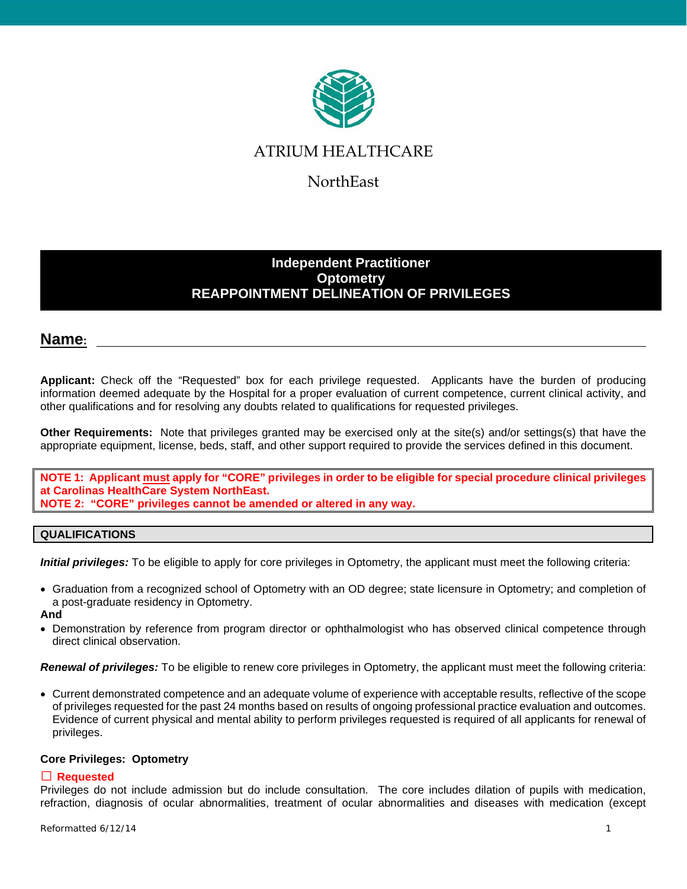# ATRIUM HEALTHCARE

## NorthEast

## Independent Practitioner
## Optometry
## REAPPOINTMENT DELINEATION OF PRIVILEGES

**Name:** ____________________________________________

**Applicant:** Check off the "Requested" box for each privilege requested. Applicants have the burden of producing information deemed adequate by the Hospital for a proper evaluation of current competence, current clinical activity, and other qualifications and for resolving any doubts related to qualifications for requested privileges.

**Other Requirements:** Note that privileges granted may be exercised only at the site(s) and/or settings(s) that have the appropriate equipment, license, beds, staff, and other support required to provide the services defined in this document.

**NOTE 1: Applicant must apply for "CORE" privileges in order to be eligible for special procedure clinical privileges at Carolinas HealthCare System NorthEast.**
**NOTE 2: "CORE" privileges cannot be amended or altered in any way.**

## QUALIFICATIONS

***Initial privileges:*** To be eligible to apply for core privileges in Optometry, the applicant must meet the following criteria:

- Graduation from a recognized school of Optometry with an OD degree; state licensure in Optometry; and completion of a post-graduate residency in Optometry.

**And**

- Demonstration by reference from program director or ophthalmologist who has observed clinical competence through direct clinical observation.

***Renewal of privileges:*** To be eligible to renew core privileges in Optometry, the applicant must meet the following criteria:

- Current demonstrated competence and an adequate volume of experience with acceptable results, reflective of the scope of privileges requested for the past 24 months based on results of ongoing professional practice evaluation and outcomes. Evidence of current physical and mental ability to perform privileges requested is required of all applicants for renewal of privileges.

**Core Privileges: Optometry**

☐ **Requested**

Privileges do not include admission but do include consultation. The core includes dilation of pupils with medication, refraction, diagnosis of ocular abnormalities, treatment of ocular abnormalities and diseases with medication (except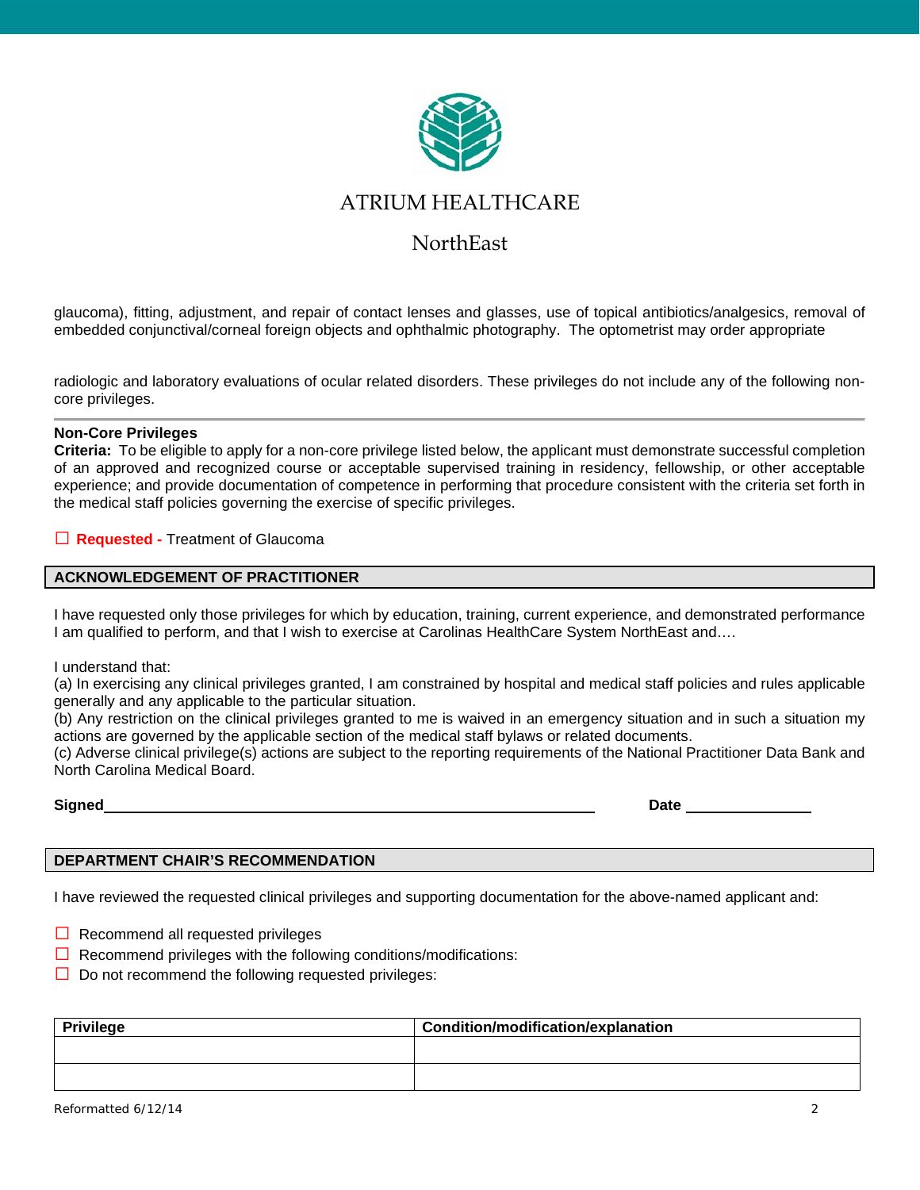glaucoma), fitting, adjustment, and repair of contact lenses and glasses, use of topical antibiotics/analgesics, removal of embedded conjunctival/corneal foreign objects and ophthalmic photography. The optometrist may order appropriate

radiologic and laboratory evaluations of ocular related disorders. These privileges do not include any of the following non-core privileges.

---

**Non-Core Privileges**

**Criteria:** To be eligible to apply for a non-core privilege listed below, the applicant must demonstrate successful completion of an approved and recognized course or acceptable supervised training in residency, fellowship, or other acceptable experience; and provide documentation of competence in performing that procedure consistent with the criteria set forth in the medical staff policies governing the exercise of specific privileges.

☐ **Requested -** Treatment of Glaucoma

## ACKNOWLEDGEMENT OF PRACTITIONER

I have requested only those privileges for which by education, training, current experience, and demonstrated performance I am qualified to perform, and that I wish to exercise at Carolinas HealthCare System NorthEast and….

I understand that:
(a) In exercising any clinical privileges granted, I am constrained by hospital and medical staff policies and rules applicable generally and any applicable to the particular situation.
(b) Any restriction on the clinical privileges granted to me is waived in an emergency situation and in such a situation my actions are governed by the applicable section of the medical staff bylaws or related documents.
(c) Adverse clinical privilege(s) actions are subject to the reporting requirements of the National Practitioner Data Bank and North Carolina Medical Board.

**Signed**\_\_\_\_\_\_\_\_\_\_\_\_\_\_\_\_\_\_\_\_\_\_\_\_\_\_\_\_\_\_\_\_\_\_\_\_\_\_\_\_ **Date** \_\_\_\_\_\_\_\_\_\_\_\_

## DEPARTMENT CHAIR'S RECOMMENDATION

I have reviewed the requested clinical privileges and supporting documentation for the above-named applicant and:

☐ Recommend all requested privileges
☐ Recommend privileges with the following conditions/modifications:
☐ Do not recommend the following requested privileges:

| Privilege | Condition/modification/explanation |
|---|---|
| | |
| | |

Reformatted 6/12/14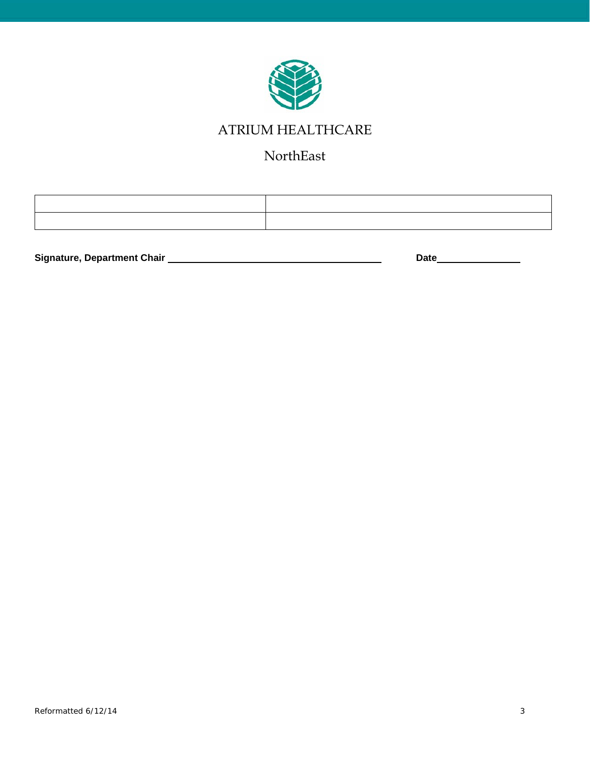ATRIUM HEALTHCARE

NorthEast

| | |
|---|---|
| | |
| | |

**Signature, Department Chair** \_\_\_\_\_\_\_\_\_\_\_\_\_\_\_\_\_\_\_\_\_\_\_\_\_\_\_\_\_\_\_\_\_\_\_\_\_\_ **Date**\_\_\_\_\_\_\_\_\_\_\_\_\_\_\_\_

Reformatted 6/12/14